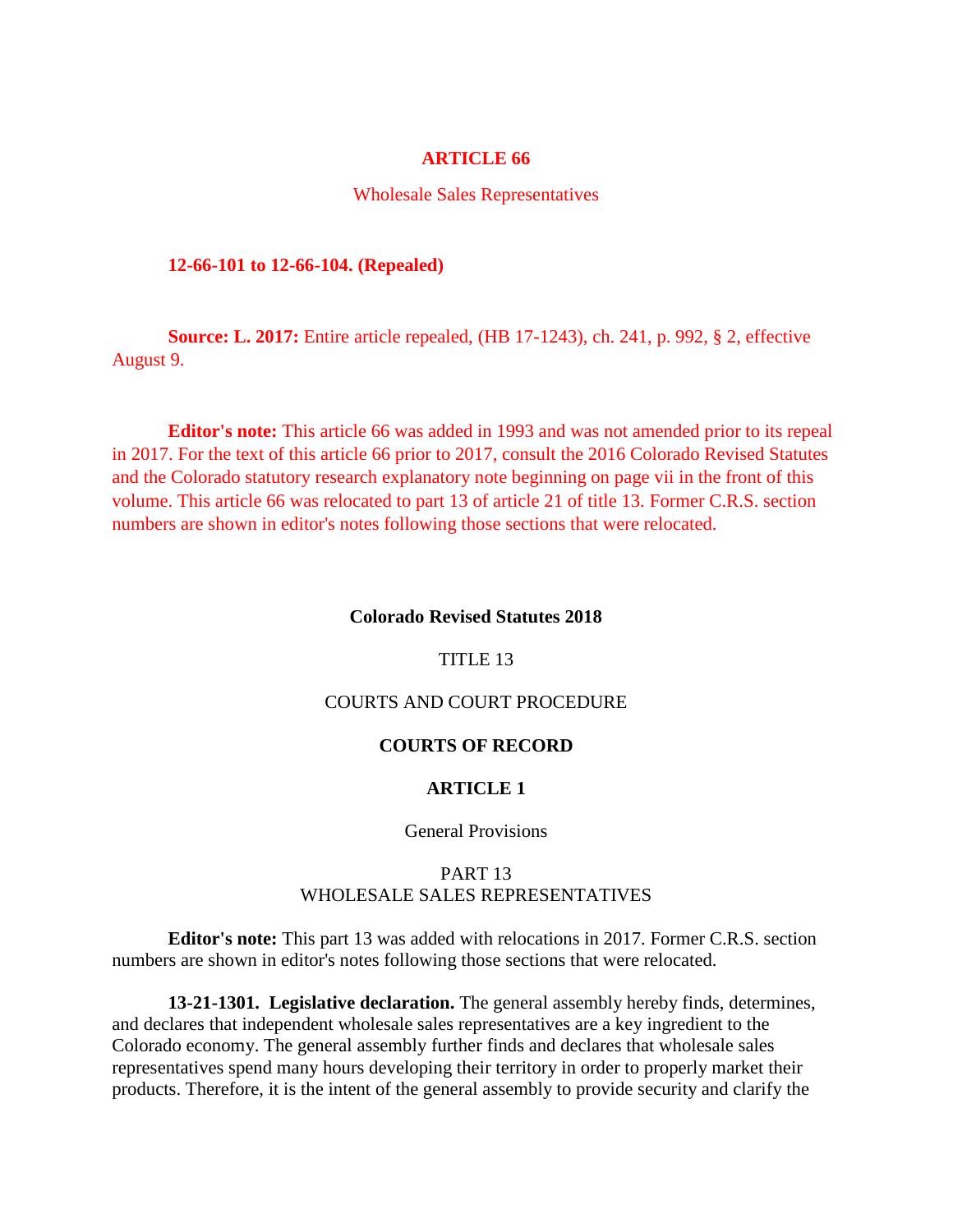# ARTICLE 66

## Wholesale Sales Representatives

**12-66-101 to 12-66-104. (Repealed)**

**Source: L. 2017:** Entire article repealed, (HB 17-1243), ch. 241, p. 992, § 2, effective August 9.

**Editor's note:** This article 66 was added in 1993 and was not amended prior to its repeal in 2017. For the text of this article 66 prior to 2017, consult the 2016 Colorado Revised Statutes and the Colorado statutory research explanatory note beginning on page vii in the front of this volume. This article 66 was relocated to part 13 of article 21 of title 13. Former C.R.S. section numbers are shown in editor's notes following those sections that were relocated.

**Colorado Revised Statutes 2018**

TITLE 13

COURTS AND COURT PROCEDURE

**COURTS OF RECORD**

**ARTICLE 1**

General Provisions

PART 13
WHOLESALE SALES REPRESENTATIVES

**Editor's note:** This part 13 was added with relocations in 2017. Former C.R.S. section numbers are shown in editor's notes following those sections that were relocated.

**13-21-1301. Legislative declaration.** The general assembly hereby finds, determines, and declares that independent wholesale sales representatives are a key ingredient to the Colorado economy. The general assembly further finds and declares that wholesale sales representatives spend many hours developing their territory in order to properly market their products. Therefore, it is the intent of the general assembly to provide security and clarify the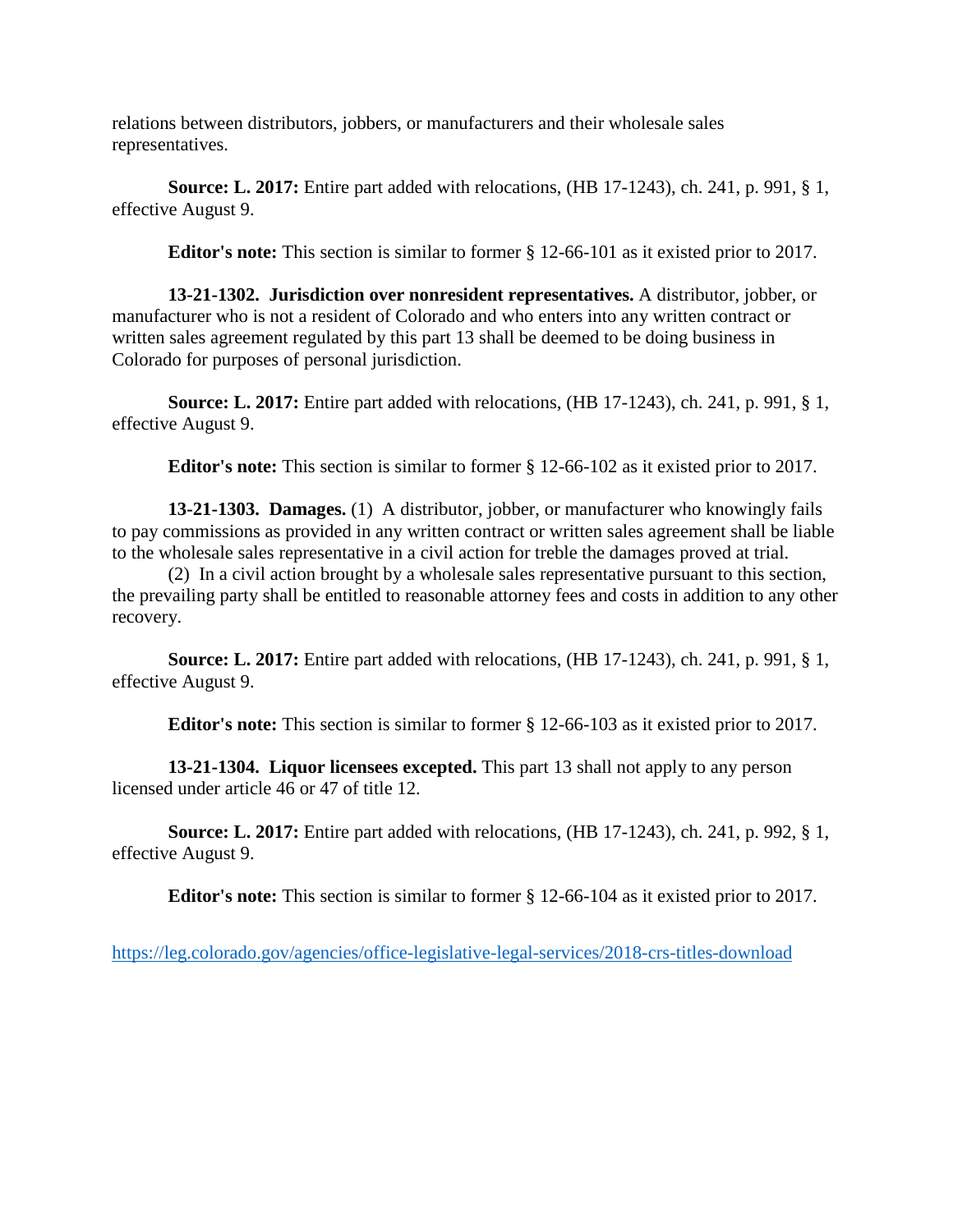relations between distributors, jobbers, or manufacturers and their wholesale sales representatives.

**Source: L. 2017:** Entire part added with relocations, (HB 17-1243), ch. 241, p. 991, § 1, effective August 9.

**Editor's note:** This section is similar to former § 12-66-101 as it existed prior to 2017.

**13-21-1302. Jurisdiction over nonresident representatives.** A distributor, jobber, or manufacturer who is not a resident of Colorado and who enters into any written contract or written sales agreement regulated by this part 13 shall be deemed to be doing business in Colorado for purposes of personal jurisdiction.

**Source: L. 2017:** Entire part added with relocations, (HB 17-1243), ch. 241, p. 991, § 1, effective August 9.

**Editor's note:** This section is similar to former § 12-66-102 as it existed prior to 2017.

**13-21-1303. Damages.** (1) A distributor, jobber, or manufacturer who knowingly fails to pay commissions as provided in any written contract or written sales agreement shall be liable to the wholesale sales representative in a civil action for treble the damages proved at trial.

(2) In a civil action brought by a wholesale sales representative pursuant to this section, the prevailing party shall be entitled to reasonable attorney fees and costs in addition to any other recovery.

**Source: L. 2017:** Entire part added with relocations, (HB 17-1243), ch. 241, p. 991, § 1, effective August 9.

**Editor's note:** This section is similar to former § 12-66-103 as it existed prior to 2017.

**13-21-1304. Liquor licensees excepted.** This part 13 shall not apply to any person licensed under article 46 or 47 of title 12.

**Source: L. 2017:** Entire part added with relocations, (HB 17-1243), ch. 241, p. 992, § 1, effective August 9.

**Editor's note:** This section is similar to former § 12-66-104 as it existed prior to 2017.

https://leg.colorado.gov/agencies/office-legislative-legal-services/2018-crs-titles-download